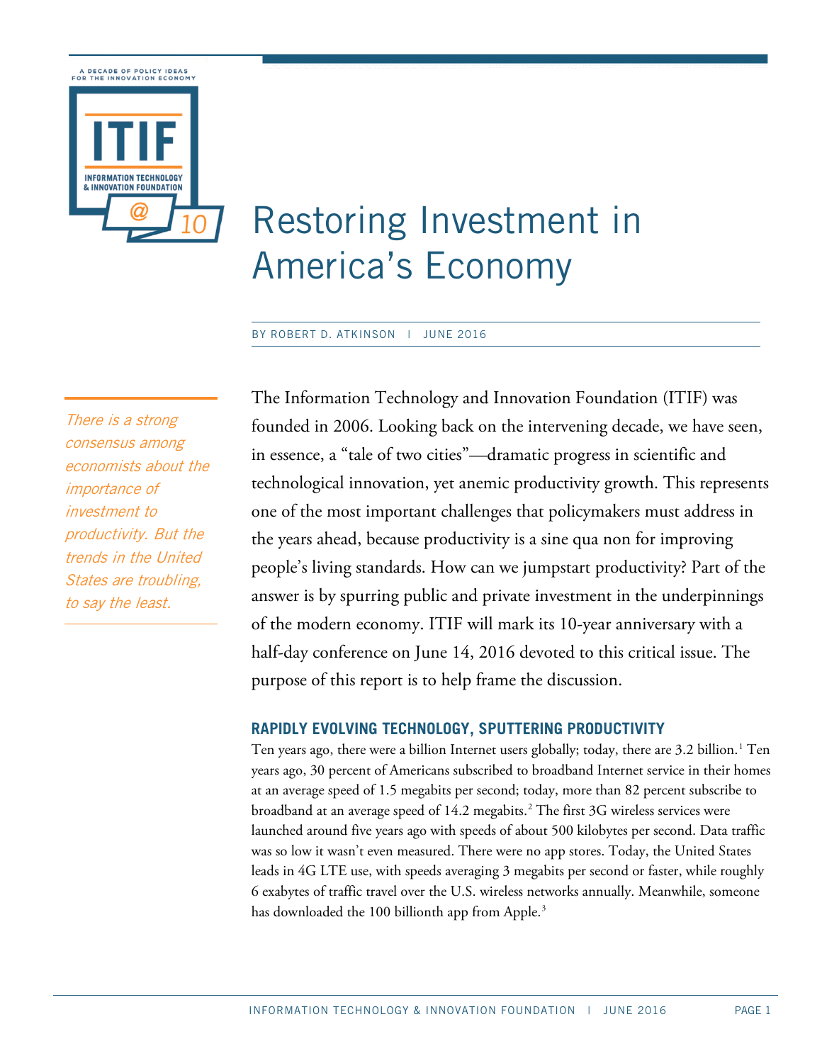A DECADE OF POLICY IDEAS FOR THE INNOVATION ECONOMY

# Restoring Investment in America's Economy

BY ROBERT D. ATKINSON | JUNE 2016

*There is a strong consensus among economists about the importance of investment to productivity. But the trends in the United States are troubling, to say the least.*

The Information Technology and Innovation Foundation (ITIF) was founded in 2006. Looking back on the intervening decade, we have seen, in essence, a "tale of two cities"—dramatic progress in scientific and technological innovation, yet anemic productivity growth. This represents one of the most important challenges that policymakers must address in the years ahead, because productivity is a sine qua non for improving people's living standards. How can we jumpstart productivity? Part of the answer is by spurring public and private investment in the underpinnings of the modern economy. ITIF will mark its 10-year anniversary with a half-day conference on June 14, 2016 devoted to this critical issue. The purpose of this report is to help frame the discussion.

## RAPIDLY EVOLVING TECHNOLOGY, SPUTTERING PRODUCTIVITY

Ten years ago, there were a billion Internet users globally; today, there are 3.2 billion.[1] Ten years ago, 30 percent of Americans subscribed to broadband Internet service in their homes at an average speed of 1.5 megabits per second; today, more than 82 percent subscribe to broadband at an average speed of 14.2 megabits.[2] The first 3G wireless services were launched around five years ago with speeds of about 500 kilobytes per second. Data traffic was so low it wasn't even measured. There were no app stores. Today, the United States leads in 4G LTE use, with speeds averaging 3 megabits per second or faster, while roughly 6 exabytes of traffic travel over the U.S. wireless networks annually. Meanwhile, someone has downloaded the 100 billionth app from Apple.[3]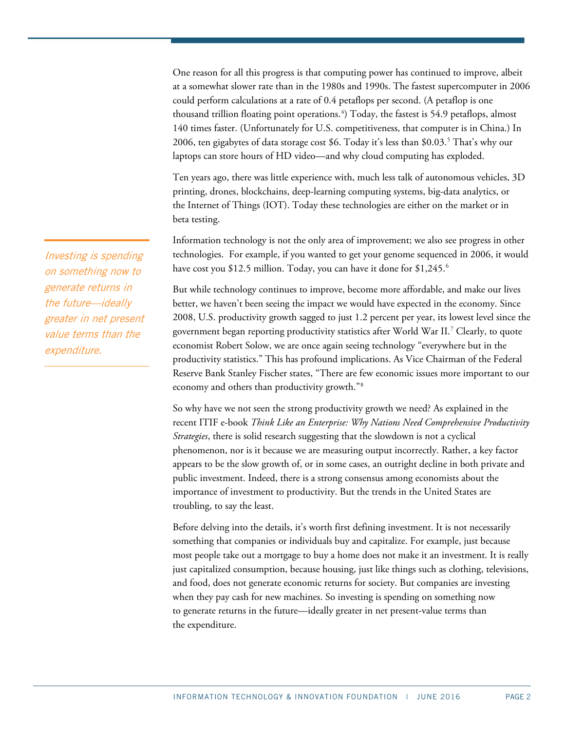One reason for all this progress is that computing power has continued to improve, albeit at a somewhat slower rate than in the 1980s and 1990s. The fastest supercomputer in 2006 could perform calculations at a rate of 0.4 petaflops per second. (A petaflop is one thousand trillion floating point operations.[4]) Today, the fastest is 54.9 petaflops, almost 140 times faster. (Unfortunately for U.S. competitiveness, that computer is in China.) In 2006, ten gigabytes of data storage cost $6. Today it's less than $0.03.[5] That's why our laptops can store hours of HD video—and why cloud computing has exploded.

Ten years ago, there was little experience with, much less talk of autonomous vehicles, 3D printing, drones, blockchains, deep-learning computing systems, big-data analytics, or the Internet of Things (IOT). Today these technologies are either on the market or in beta testing.

*Investing is spending on something now to generate returns in the future—ideally greater in net present value terms than the expenditure.*

Information technology is not the only area of improvement; we also see progress in other technologies. For example, if you wanted to get your genome sequenced in 2006, it would have cost you $12.5 million. Today, you can have it done for $1,245.[6]

But while technology continues to improve, become more affordable, and make our lives better, we haven't been seeing the impact we would have expected in the economy. Since 2008, U.S. productivity growth sagged to just 1.2 percent per year, its lowest level since the government began reporting productivity statistics after World War II.[7] Clearly, to quote economist Robert Solow, we are once again seeing technology "everywhere but in the productivity statistics." This has profound implications. As Vice Chairman of the Federal Reserve Bank Stanley Fischer states, "There are few economic issues more important to our economy and others than productivity growth."[8]

So why have we not seen the strong productivity growth we need? As explained in the recent ITIF e-book *Think Like an Enterprise: Why Nations Need Comprehensive Productivity Strategies*, there is solid research suggesting that the slowdown is not a cyclical phenomenon, nor is it because we are measuring output incorrectly. Rather, a key factor appears to be the slow growth of, or in some cases, an outright decline in both private and public investment. Indeed, there is a strong consensus among economists about the importance of investment to productivity. But the trends in the United States are troubling, to say the least.

Before delving into the details, it's worth first defining investment. It is not necessarily something that companies or individuals buy and capitalize. For example, just because most people take out a mortgage to buy a home does not make it an investment. It is really just capitalized consumption, because housing, just like things such as clothing, televisions, and food, does not generate economic returns for society. But companies are investing when they pay cash for new machines. So investing is spending on something now to generate returns in the future—ideally greater in net present-value terms than the expenditure.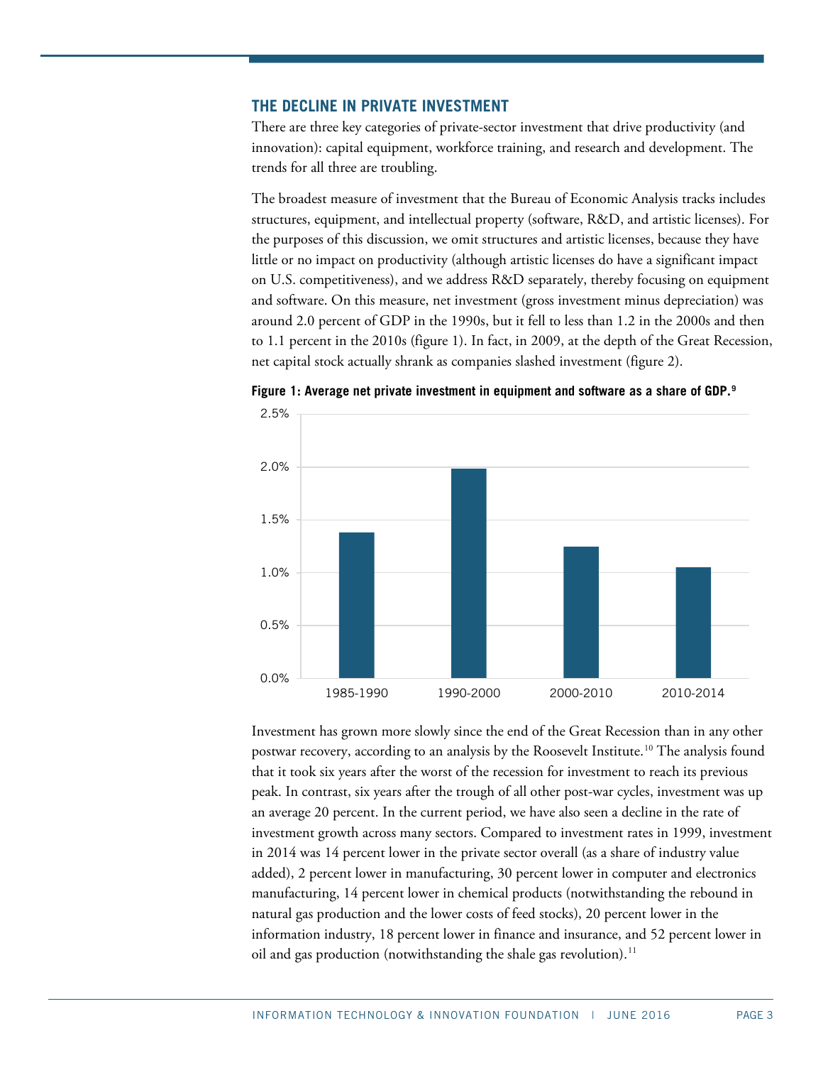## THE DECLINE IN PRIVATE INVESTMENT

There are three key categories of private-sector investment that drive productivity (and innovation): capital equipment, workforce training, and research and development. The trends for all three are troubling.

The broadest measure of investment that the Bureau of Economic Analysis tracks includes structures, equipment, and intellectual property (software, R&D, and artistic licenses). For the purposes of this discussion, we omit structures and artistic licenses, because they have little or no impact on productivity (although artistic licenses do have a significant impact on U.S. competitiveness), and we address R&D separately, thereby focusing on equipment and software. On this measure, net investment (gross investment minus depreciation) was around 2.0 percent of GDP in the 1990s, but it fell to less than 1.2 in the 2000s and then to 1.1 percent in the 2010s (figure 1). In fact, in 2009, at the depth of the Great Recession, net capital stock actually shrank as companies slashed investment (figure 2).

**Figure 1: Average net private investment in equipment and software as a share of GDP.**[9]

| Period | Share of GDP |
|---|---|
| 1985-1990 | ~1.4% |
| 1990-2000 | ~2.0% |
| 2000-2010 | ~1.25% |
| 2010-2014 | ~1.05% |

Investment has grown more slowly since the end of the Great Recession than in any other postwar recovery, according to an analysis by the Roosevelt Institute.[10] The analysis found that it took six years after the worst of the recession for investment to reach its previous peak. In contrast, six years after the trough of all other post-war cycles, investment was up an average 20 percent. In the current period, we have also seen a decline in the rate of investment growth across many sectors. Compared to investment rates in 1999, investment in 2014 was 14 percent lower in the private sector overall (as a share of industry value added), 2 percent lower in manufacturing, 30 percent lower in computer and electronics manufacturing, 14 percent lower in chemical products (notwithstanding the rebound in natural gas production and the lower costs of feed stocks), 20 percent lower in the information industry, 18 percent lower in finance and insurance, and 52 percent lower in oil and gas production (notwithstanding the shale gas revolution).[11]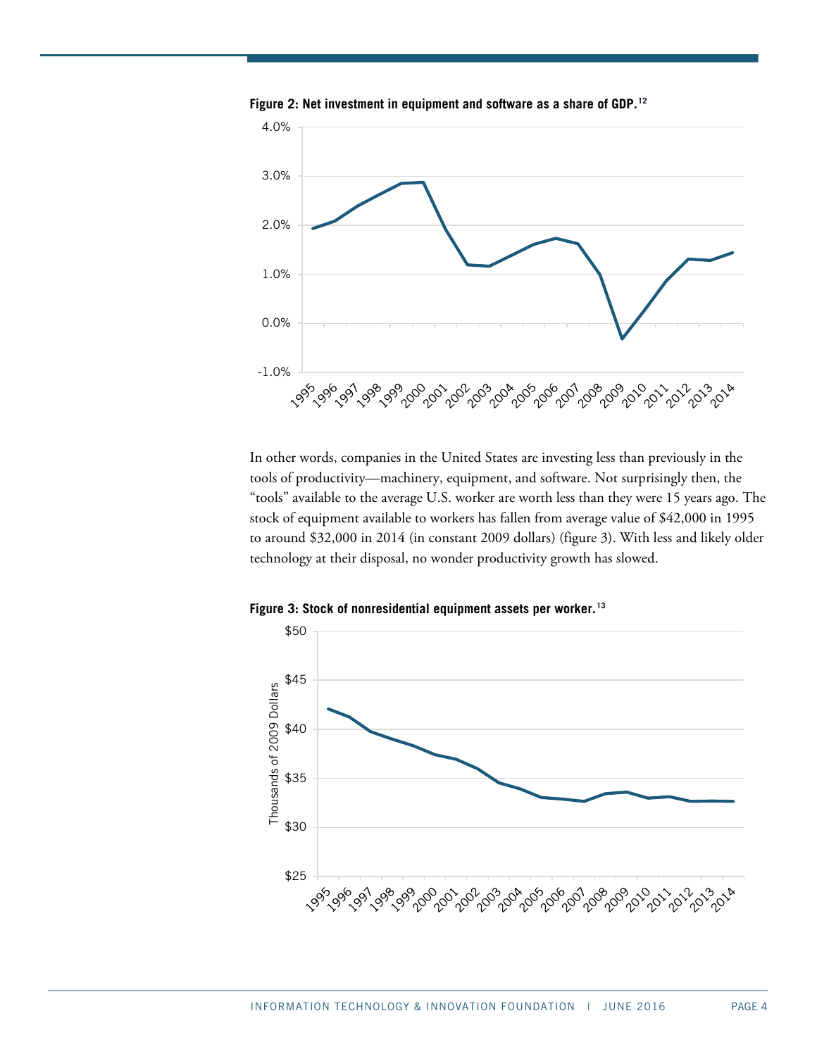**Figure 2: Net investment in equipment and software as a share of GDP.**[12]

In other words, companies in the United States are investing less than previously in the tools of productivity—machinery, equipment, and software. Not surprisingly then, the "tools" available to the average U.S. worker are worth less than they were 15 years ago. The stock of equipment available to workers has fallen from average value of $42,000 in 1995 to around $32,000 in 2014 (in constant 2009 dollars) (figure 3). With less and likely older technology at their disposal, no wonder productivity growth has slowed.

**Figure 3: Stock of nonresidential equipment assets per worker.**[13]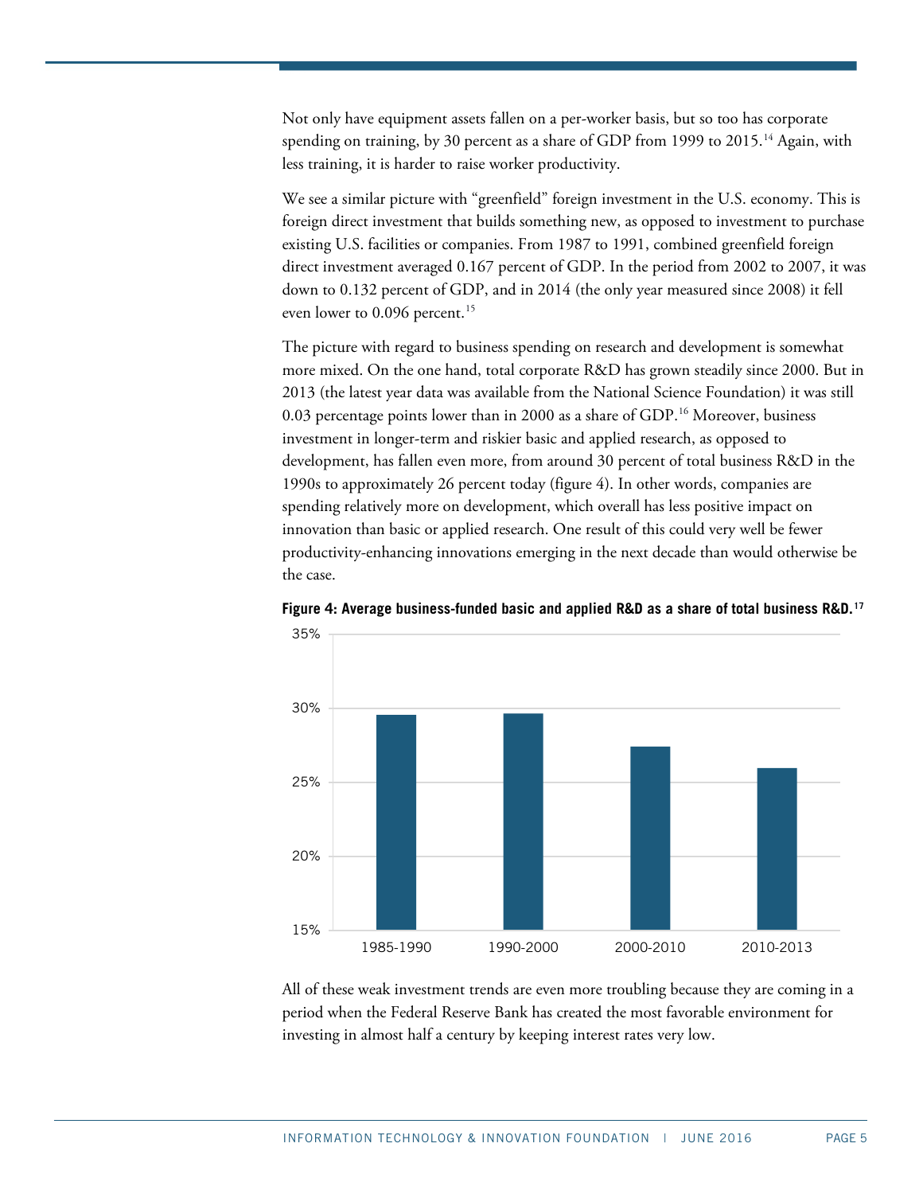Not only have equipment assets fallen on a per-worker basis, but so too has corporate spending on training, by 30 percent as a share of GDP from 1999 to 2015.[14] Again, with less training, it is harder to raise worker productivity.

We see a similar picture with "greenfield" foreign investment in the U.S. economy. This is foreign direct investment that builds something new, as opposed to investment to purchase existing U.S. facilities or companies. From 1987 to 1991, combined greenfield foreign direct investment averaged 0.167 percent of GDP. In the period from 2002 to 2007, it was down to 0.132 percent of GDP, and in 2014 (the only year measured since 2008) it fell even lower to 0.096 percent.[15]

The picture with regard to business spending on research and development is somewhat more mixed. On the one hand, total corporate R&D has grown steadily since 2000. But in 2013 (the latest year data was available from the National Science Foundation) it was still 0.03 percentage points lower than in 2000 as a share of GDP.[16] Moreover, business investment in longer-term and riskier basic and applied research, as opposed to development, has fallen even more, from around 30 percent of total business R&D in the 1990s to approximately 26 percent today (figure 4). In other words, companies are spending relatively more on development, which overall has less positive impact on innovation than basic or applied research. One result of this could very well be fewer productivity-enhancing innovations emerging in the next decade than would otherwise be the case.

**Figure 4: Average business-funded basic and applied R&D as a share of total business R&D.**[17]

All of these weak investment trends are even more troubling because they are coming in a period when the Federal Reserve Bank has created the most favorable environment for investing in almost half a century by keeping interest rates very low.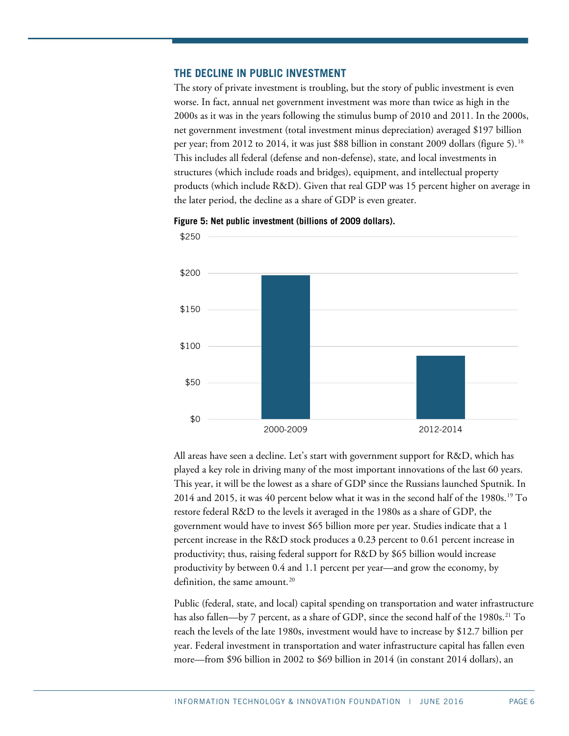## THE DECLINE IN PUBLIC INVESTMENT

The story of private investment is troubling, but the story of public investment is even worse. In fact, annual net government investment was more than twice as high in the 2000s as it was in the years following the stimulus bump of 2010 and 2011. In the 2000s, net government investment (total investment minus depreciation) averaged $197 billion per year; from 2012 to 2014, it was just $88 billion in constant 2009 dollars (figure 5).[18] This includes all federal (defense and non-defense), state, and local investments in structures (which include roads and bridges), equipment, and intellectual property products (which include R&D). Given that real GDP was 15 percent higher on average in the later period, the decline as a share of GDP is even greater.

**Figure 5: Net public investment (billions of 2009 dollars).**

| Period | Net public investment (billions of 2009 dollars) |
|---|---|
| 2000-2009 | $197 |
| 2012-2014 | $88 |

All areas have seen a decline. Let's start with government support for R&D, which has played a key role in driving many of the most important innovations of the last 60 years. This year, it will be the lowest as a share of GDP since the Russians launched Sputnik. In 2014 and 2015, it was 40 percent below what it was in the second half of the 1980s.[19] To restore federal R&D to the levels it averaged in the 1980s as a share of GDP, the government would have to invest $65 billion more per year. Studies indicate that a 1 percent increase in the R&D stock produces a 0.23 percent to 0.61 percent increase in productivity; thus, raising federal support for R&D by $65 billion would increase productivity by between 0.4 and 1.1 percent per year—and grow the economy, by definition, the same amount.[20]

Public (federal, state, and local) capital spending on transportation and water infrastructure has also fallen—by 7 percent, as a share of GDP, since the second half of the 1980s.[21] To reach the levels of the late 1980s, investment would have to increase by $12.7 billion per year. Federal investment in transportation and water infrastructure capital has fallen even more—from $96 billion in 2002 to $69 billion in 2014 (in constant 2014 dollars), an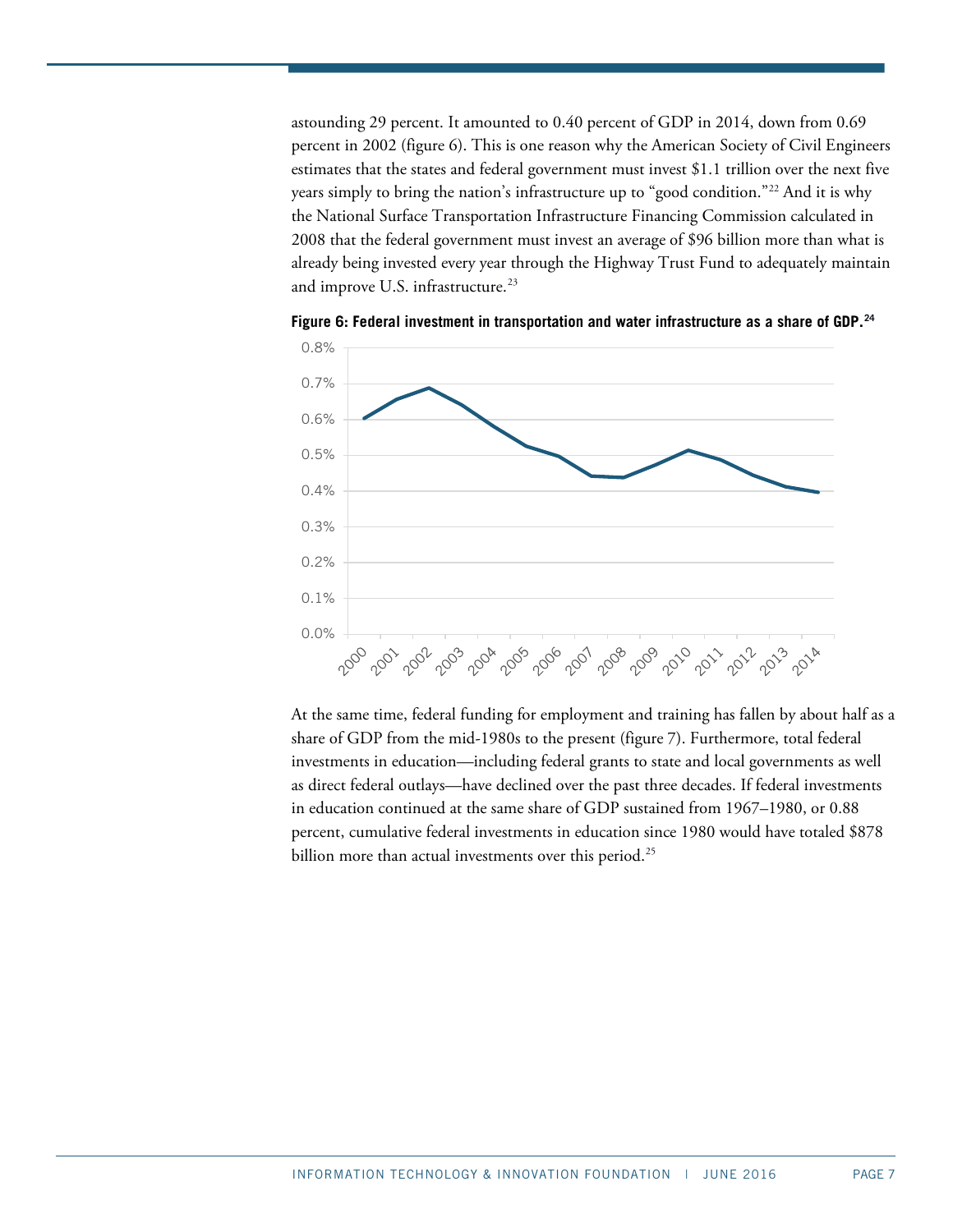astounding 29 percent. It amounted to 0.40 percent of GDP in 2014, down from 0.69 percent in 2002 (figure 6). This is one reason why the American Society of Civil Engineers estimates that the states and federal government must invest $1.1 trillion over the next five years simply to bring the nation's infrastructure up to "good condition."[22] And it is why the National Surface Transportation Infrastructure Financing Commission calculated in 2008 that the federal government must invest an average of $96 billion more than what is already being invested every year through the Highway Trust Fund to adequately maintain and improve U.S. infrastructure.[23]

**Figure 6: Federal investment in transportation and water infrastructure as a share of GDP.[24]**

At the same time, federal funding for employment and training has fallen by about half as a share of GDP from the mid-1980s to the present (figure 7). Furthermore, total federal investments in education—including federal grants to state and local governments as well as direct federal outlays—have declined over the past three decades. If federal investments in education continued at the same share of GDP sustained from 1967–1980, or 0.88 percent, cumulative federal investments in education since 1980 would have totaled $878 billion more than actual investments over this period.[25]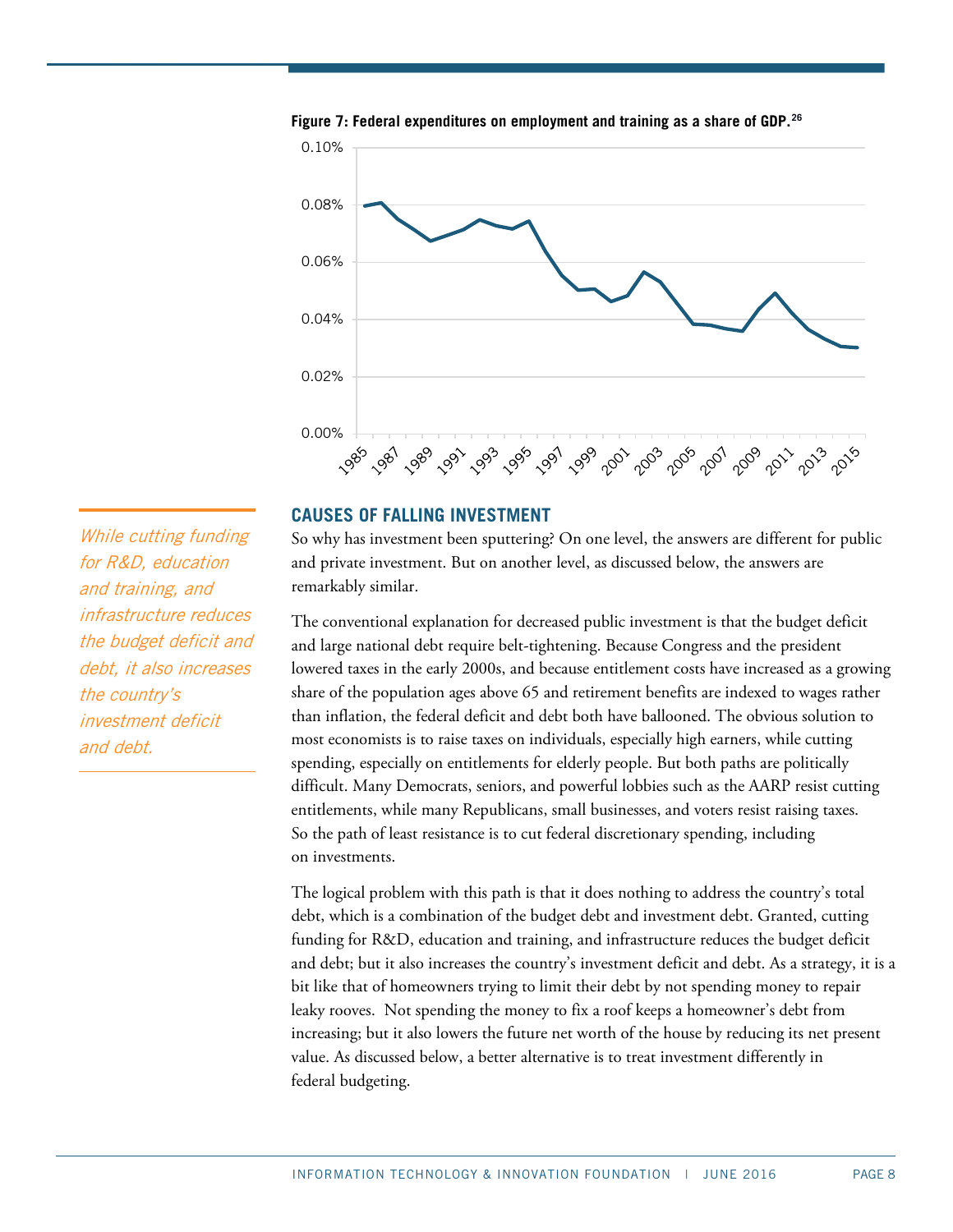**Figure 7: Federal expenditures on employment and training as a share of GDP.**[26]

## CAUSES OF FALLING INVESTMENT

So why has investment been sputtering? On one level, the answers are different for public and private investment. But on another level, as discussed below, the answers are remarkably similar.

The conventional explanation for decreased public investment is that the budget deficit and large national debt require belt-tightening. Because Congress and the president lowered taxes in the early 2000s, and because entitlement costs have increased as a growing share of the population ages above 65 and retirement benefits are indexed to wages rather than inflation, the federal deficit and debt both have ballooned. The obvious solution to most economists is to raise taxes on individuals, especially high earners, while cutting spending, especially on entitlements for elderly people. But both paths are politically difficult. Many Democrats, seniors, and powerful lobbies such as the AARP resist cutting entitlements, while many Republicans, small businesses, and voters resist raising taxes. So the path of least resistance is to cut federal discretionary spending, including on investments.

*While cutting funding for R&D, education and training, and infrastructure reduces the budget deficit and debt, it also increases the country's investment deficit and debt.*

The logical problem with this path is that it does nothing to address the country's total debt, which is a combination of the budget debt and investment debt. Granted, cutting funding for R&D, education and training, and infrastructure reduces the budget deficit and debt; but it also increases the country's investment deficit and debt. As a strategy, it is a bit like that of homeowners trying to limit their debt by not spending money to repair leaky rooves. Not spending the money to fix a roof keeps a homeowner's debt from increasing; but it also lowers the future net worth of the house by reducing its net present value. As discussed below, a better alternative is to treat investment differently in federal budgeting.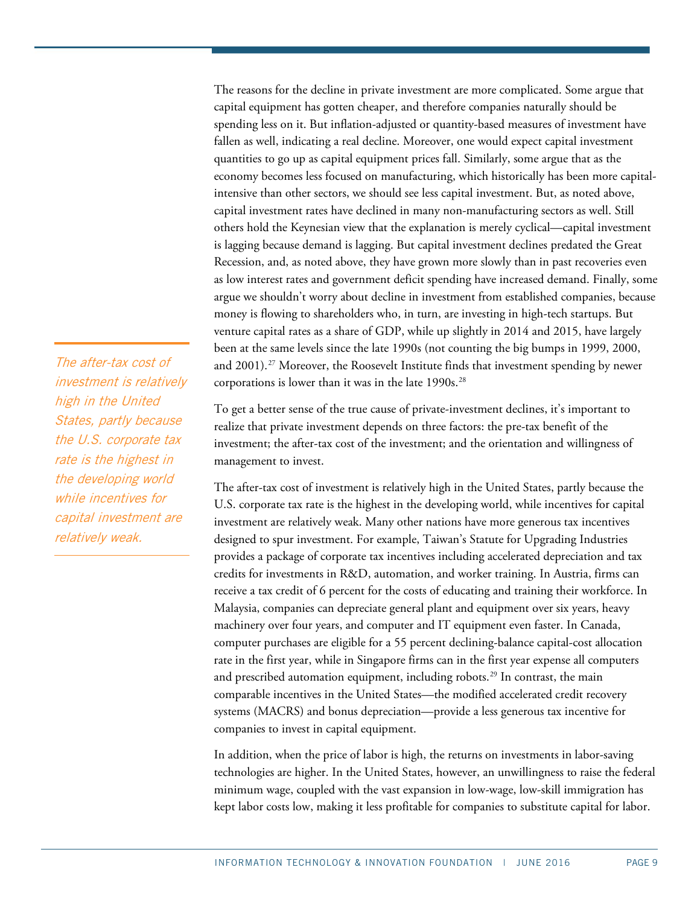The reasons for the decline in private investment are more complicated. Some argue that capital equipment has gotten cheaper, and therefore companies naturally should be spending less on it. But inflation-adjusted or quantity-based measures of investment have fallen as well, indicating a real decline. Moreover, one would expect capital investment quantities to go up as capital equipment prices fall. Similarly, some argue that as the economy becomes less focused on manufacturing, which historically has been more capital-intensive than other sectors, we should see less capital investment. But, as noted above, capital investment rates have declined in many non-manufacturing sectors as well. Still others hold the Keynesian view that the explanation is merely cyclical—capital investment is lagging because demand is lagging. But capital investment declines predated the Great Recession, and, as noted above, they have grown more slowly than in past recoveries even as low interest rates and government deficit spending have increased demand. Finally, some argue we shouldn't worry about decline in investment from established companies, because money is flowing to shareholders who, in turn, are investing in high-tech startups. But venture capital rates as a share of GDP, while up slightly in 2014 and 2015, have largely been at the same levels since the late 1990s (not counting the big bumps in 1999, 2000, and 2001).[27] Moreover, the Roosevelt Institute finds that investment spending by newer corporations is lower than it was in the late 1990s.[28]

*The after-tax cost of investment is relatively high in the United States, partly because the U.S. corporate tax rate is the highest in the developing world while incentives for capital investment are relatively weak.*

To get a better sense of the true cause of private-investment declines, it's important to realize that private investment depends on three factors: the pre-tax benefit of the investment; the after-tax cost of the investment; and the orientation and willingness of management to invest.

The after-tax cost of investment is relatively high in the United States, partly because the U.S. corporate tax rate is the highest in the developing world, while incentives for capital investment are relatively weak. Many other nations have more generous tax incentives designed to spur investment. For example, Taiwan's Statute for Upgrading Industries provides a package of corporate tax incentives including accelerated depreciation and tax credits for investments in R&D, automation, and worker training. In Austria, firms can receive a tax credit of 6 percent for the costs of educating and training their workforce. In Malaysia, companies can depreciate general plant and equipment over six years, heavy machinery over four years, and computer and IT equipment even faster. In Canada, computer purchases are eligible for a 55 percent declining-balance capital-cost allocation rate in the first year, while in Singapore firms can in the first year expense all computers and prescribed automation equipment, including robots.[29] In contrast, the main comparable incentives in the United States—the modified accelerated credit recovery systems (MACRS) and bonus depreciation—provide a less generous tax incentive for companies to invest in capital equipment.

In addition, when the price of labor is high, the returns on investments in labor-saving technologies are higher. In the United States, however, an unwillingness to raise the federal minimum wage, coupled with the vast expansion in low-wage, low-skill immigration has kept labor costs low, making it less profitable for companies to substitute capital for labor.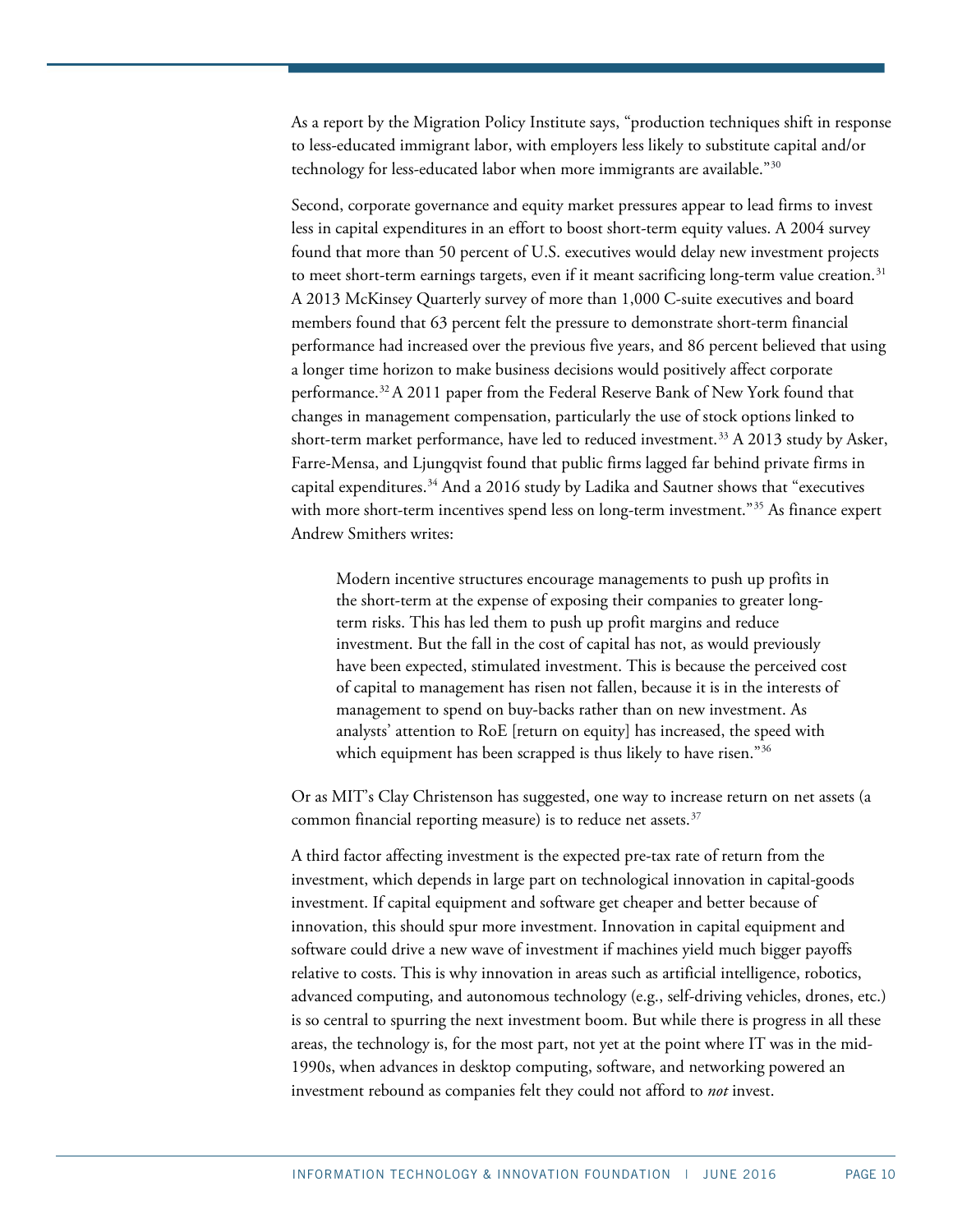As a report by the Migration Policy Institute says, "production techniques shift in response to less-educated immigrant labor, with employers less likely to substitute capital and/or technology for less-educated labor when more immigrants are available."[30]

Second, corporate governance and equity market pressures appear to lead firms to invest less in capital expenditures in an effort to boost short-term equity values. A 2004 survey found that more than 50 percent of U.S. executives would delay new investment projects to meet short-term earnings targets, even if it meant sacrificing long-term value creation.[31] A 2013 McKinsey Quarterly survey of more than 1,000 C-suite executives and board members found that 63 percent felt the pressure to demonstrate short-term financial performance had increased over the previous five years, and 86 percent believed that using a longer time horizon to make business decisions would positively affect corporate performance.[32] A 2011 paper from the Federal Reserve Bank of New York found that changes in management compensation, particularly the use of stock options linked to short-term market performance, have led to reduced investment.[33] A 2013 study by Asker, Farre-Mensa, and Ljungqvist found that public firms lagged far behind private firms in capital expenditures.[34] And a 2016 study by Ladika and Sautner shows that "executives with more short-term incentives spend less on long-term investment."[35] As finance expert Andrew Smithers writes:

> Modern incentive structures encourage managements to push up profits in the short-term at the expense of exposing their companies to greater long-term risks. This has led them to push up profit margins and reduce investment. But the fall in the cost of capital has not, as would previously have been expected, stimulated investment. This is because the perceived cost of capital to management has risen not fallen, because it is in the interests of management to spend on buy-backs rather than on new investment. As analysts' attention to RoE [return on equity] has increased, the speed with which equipment has been scrapped is thus likely to have risen."[36]

Or as MIT's Clay Christenson has suggested, one way to increase return on net assets (a common financial reporting measure) is to reduce net assets.[37]

A third factor affecting investment is the expected pre-tax rate of return from the investment, which depends in large part on technological innovation in capital-goods investment. If capital equipment and software get cheaper and better because of innovation, this should spur more investment. Innovation in capital equipment and software could drive a new wave of investment if machines yield much bigger payoffs relative to costs. This is why innovation in areas such as artificial intelligence, robotics, advanced computing, and autonomous technology (e.g., self-driving vehicles, drones, etc.) is so central to spurring the next investment boom. But while there is progress in all these areas, the technology is, for the most part, not yet at the point where IT was in the mid-1990s, when advances in desktop computing, software, and networking powered an investment rebound as companies felt they could not afford to *not* invest.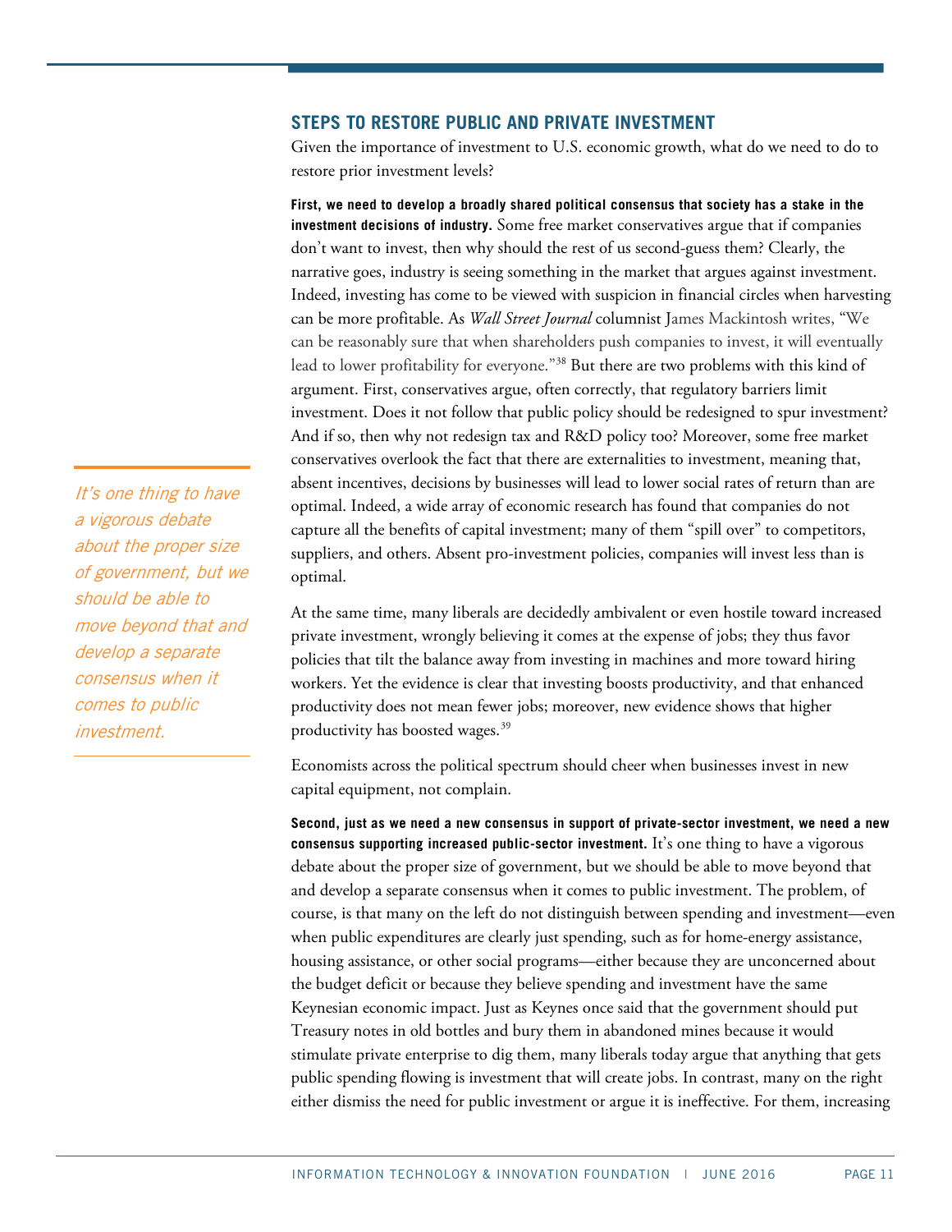## STEPS TO RESTORE PUBLIC AND PRIVATE INVESTMENT

Given the importance of investment to U.S. economic growth, what do we need to do to restore prior investment levels?

**First, we need to develop a broadly shared political consensus that society has a stake in the investment decisions of industry.** Some free market conservatives argue that if companies don't want to invest, then why should the rest of us second-guess them? Clearly, the narrative goes, industry is seeing something in the market that argues against investment. Indeed, investing has come to be viewed with suspicion in financial circles when harvesting can be more profitable. As *Wall Street Journal* columnist James Mackintosh writes, "We can be reasonably sure that when shareholders push companies to invest, it will eventually lead to lower profitability for everyone."[38] But there are two problems with this kind of argument. First, conservatives argue, often correctly, that regulatory barriers limit investment. Does it not follow that public policy should be redesigned to spur investment? And if so, then why not redesign tax and R&D policy too? Moreover, some free market conservatives overlook the fact that there are externalities to investment, meaning that, absent incentives, decisions by businesses will lead to lower social rates of return than are optimal. Indeed, a wide array of economic research has found that companies do not capture all the benefits of capital investment; many of them "spill over" to competitors, suppliers, and others. Absent pro-investment policies, companies will invest less than is optimal.

At the same time, many liberals are decidedly ambivalent or even hostile toward increased private investment, wrongly believing it comes at the expense of jobs; they thus favor policies that tilt the balance away from investing in machines and more toward hiring workers. Yet the evidence is clear that investing boosts productivity, and that enhanced productivity does not mean fewer jobs; moreover, new evidence shows that higher productivity has boosted wages.[39]

Economists across the political spectrum should cheer when businesses invest in new capital equipment, not complain.

*It's one thing to have a vigorous debate about the proper size of government, but we should be able to move beyond that and develop a separate consensus when it comes to public investment.*

**Second, just as we need a new consensus in support of private-sector investment, we need a new consensus supporting increased public-sector investment.** It's one thing to have a vigorous debate about the proper size of government, but we should be able to move beyond that and develop a separate consensus when it comes to public investment. The problem, of course, is that many on the left do not distinguish between spending and investment—even when public expenditures are clearly just spending, such as for home-energy assistance, housing assistance, or other social programs—either because they are unconcerned about the budget deficit or because they believe spending and investment have the same Keynesian economic impact. Just as Keynes once said that the government should put Treasury notes in old bottles and bury them in abandoned mines because it would stimulate private enterprise to dig them, many liberals today argue that anything that gets public spending flowing is investment that will create jobs. In contrast, many on the right either dismiss the need for public investment or argue it is ineffective. For them, increasing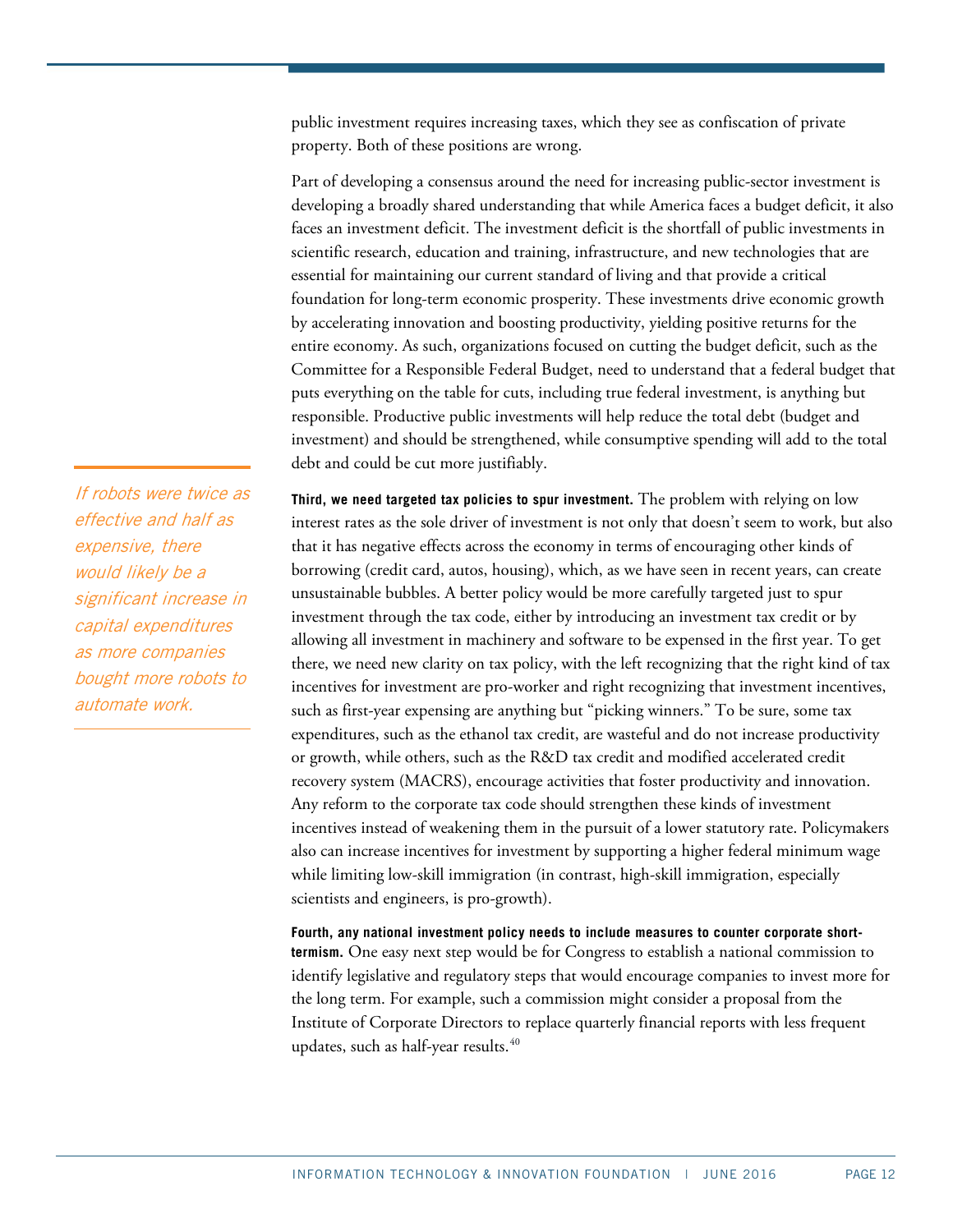public investment requires increasing taxes, which they see as confiscation of private property. Both of these positions are wrong.

Part of developing a consensus around the need for increasing public-sector investment is developing a broadly shared understanding that while America faces a budget deficit, it also faces an investment deficit. The investment deficit is the shortfall of public investments in scientific research, education and training, infrastructure, and new technologies that are essential for maintaining our current standard of living and that provide a critical foundation for long-term economic prosperity. These investments drive economic growth by accelerating innovation and boosting productivity, yielding positive returns for the entire economy. As such, organizations focused on cutting the budget deficit, such as the Committee for a Responsible Federal Budget, need to understand that a federal budget that puts everything on the table for cuts, including true federal investment, is anything but responsible. Productive public investments will help reduce the total debt (budget and investment) and should be strengthened, while consumptive spending will add to the total debt and could be cut more justifiably.

*If robots were twice as effective and half as expensive, there would likely be a significant increase in capital expenditures as more companies bought more robots to automate work.*

**Third, we need targeted tax policies to spur investment.** The problem with relying on low interest rates as the sole driver of investment is not only that doesn't seem to work, but also that it has negative effects across the economy in terms of encouraging other kinds of borrowing (credit card, autos, housing), which, as we have seen in recent years, can create unsustainable bubbles. A better policy would be more carefully targeted just to spur investment through the tax code, either by introducing an investment tax credit or by allowing all investment in machinery and software to be expensed in the first year. To get there, we need new clarity on tax policy, with the left recognizing that the right kind of tax incentives for investment are pro-worker and right recognizing that investment incentives, such as first-year expensing are anything but "picking winners." To be sure, some tax expenditures, such as the ethanol tax credit, are wasteful and do not increase productivity or growth, while others, such as the R&D tax credit and modified accelerated credit recovery system (MACRS), encourage activities that foster productivity and innovation. Any reform to the corporate tax code should strengthen these kinds of investment incentives instead of weakening them in the pursuit of a lower statutory rate. Policymakers also can increase incentives for investment by supporting a higher federal minimum wage while limiting low-skill immigration (in contrast, high-skill immigration, especially scientists and engineers, is pro-growth).

**Fourth, any national investment policy needs to include measures to counter corporate short-termism.** One easy next step would be for Congress to establish a national commission to identify legislative and regulatory steps that would encourage companies to invest more for the long term. For example, such a commission might consider a proposal from the Institute of Corporate Directors to replace quarterly financial reports with less frequent updates, such as half-year results.[40]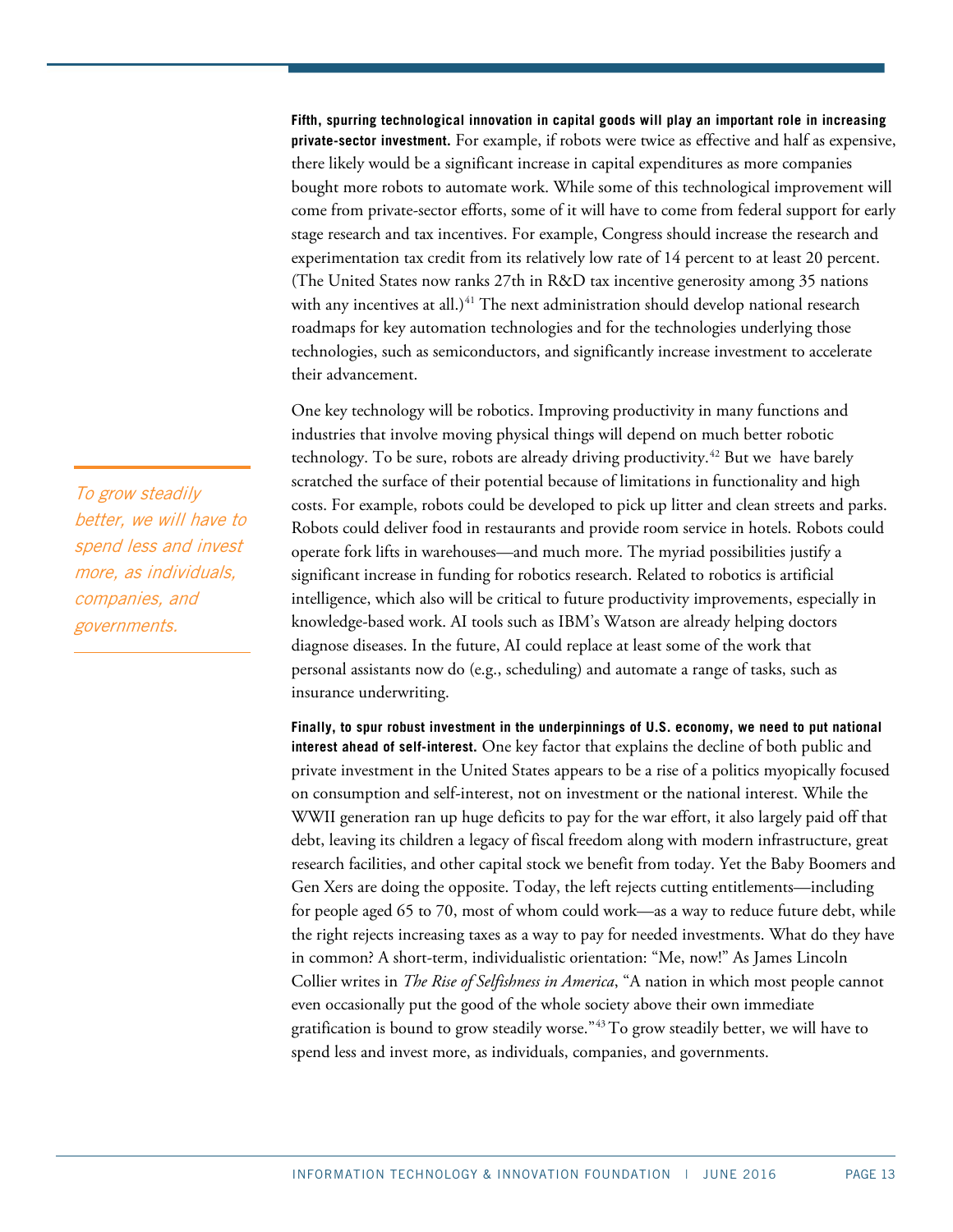**Fifth, spurring technological innovation in capital goods will play an important role in increasing private-sector investment.** For example, if robots were twice as effective and half as expensive, there likely would be a significant increase in capital expenditures as more companies bought more robots to automate work. While some of this technological improvement will come from private-sector efforts, some of it will have to come from federal support for early stage research and tax incentives. For example, Congress should increase the research and experimentation tax credit from its relatively low rate of 14 percent to at least 20 percent. (The United States now ranks 27th in R&D tax incentive generosity among 35 nations with any incentives at all.)[41] The next administration should develop national research roadmaps for key automation technologies and for the technologies underlying those technologies, such as semiconductors, and significantly increase investment to accelerate their advancement.

One key technology will be robotics. Improving productivity in many functions and industries that involve moving physical things will depend on much better robotic technology. To be sure, robots are already driving productivity.[42] But we have barely scratched the surface of their potential because of limitations in functionality and high costs. For example, robots could be developed to pick up litter and clean streets and parks. Robots could deliver food in restaurants and provide room service in hotels. Robots could operate fork lifts in warehouses—and much more. The myriad possibilities justify a significant increase in funding for robotics research. Related to robotics is artificial intelligence, which also will be critical to future productivity improvements, especially in knowledge-based work. AI tools such as IBM's Watson are already helping doctors diagnose diseases. In the future, AI could replace at least some of the work that personal assistants now do (e.g., scheduling) and automate a range of tasks, such as insurance underwriting.

*To grow steadily better, we will have to spend less and invest more, as individuals, companies, and governments.*

**Finally, to spur robust investment in the underpinnings of U.S. economy, we need to put national interest ahead of self-interest.** One key factor that explains the decline of both public and private investment in the United States appears to be a rise of a politics myopically focused on consumption and self-interest, not on investment or the national interest. While the WWII generation ran up huge deficits to pay for the war effort, it also largely paid off that debt, leaving its children a legacy of fiscal freedom along with modern infrastructure, great research facilities, and other capital stock we benefit from today. Yet the Baby Boomers and Gen Xers are doing the opposite. Today, the left rejects cutting entitlements—including for people aged 65 to 70, most of whom could work—as a way to reduce future debt, while the right rejects increasing taxes as a way to pay for needed investments. What do they have in common? A short-term, individualistic orientation: "Me, now!" As James Lincoln Collier writes in *The Rise of Selfishness in America*, "A nation in which most people cannot even occasionally put the good of the whole society above their own immediate gratification is bound to grow steadily worse."[43] To grow steadily better, we will have to spend less and invest more, as individuals, companies, and governments.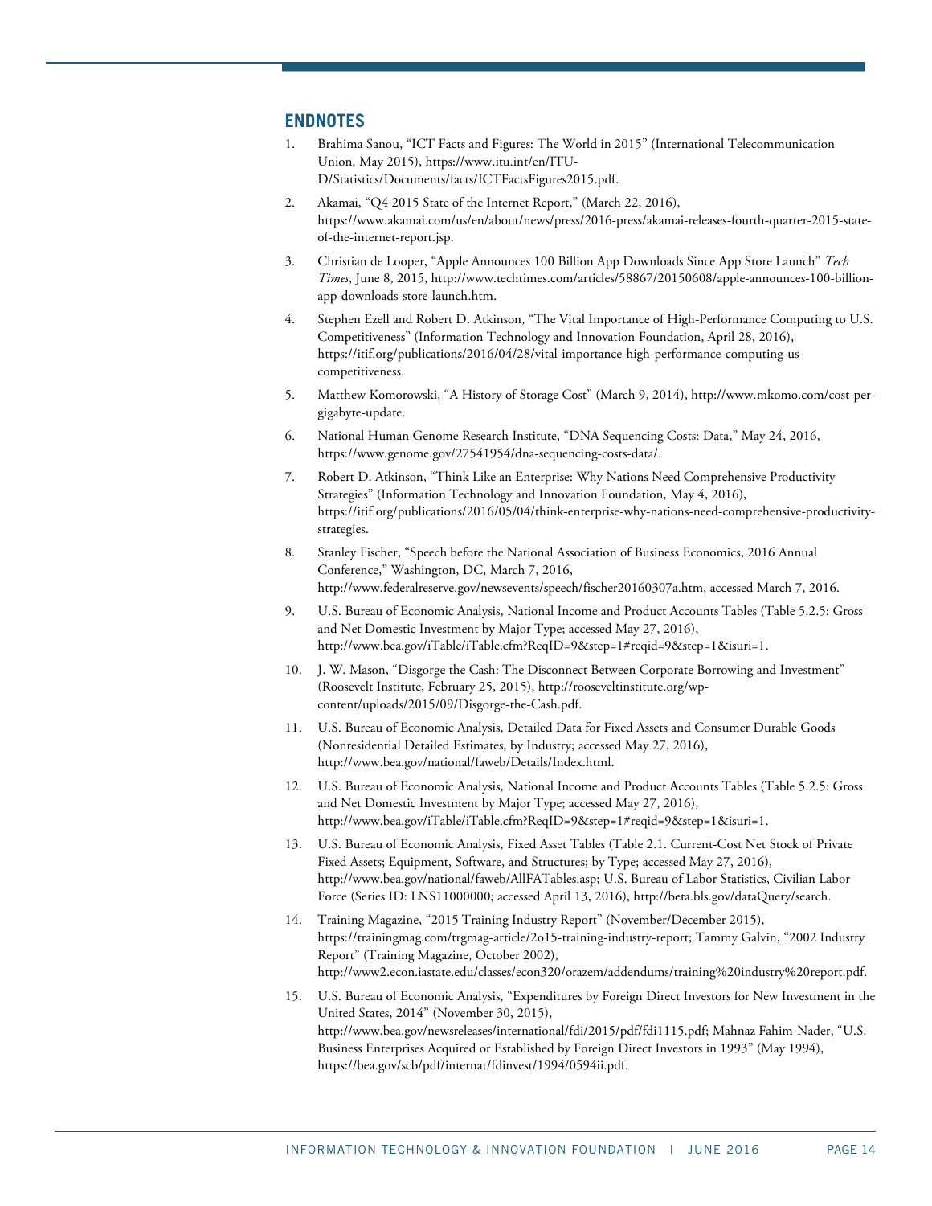## ENDNOTES

1. Brahima Sanou, "ICT Facts and Figures: The World in 2015" (International Telecommunication Union, May 2015), https://www.itu.int/en/ITU-D/Statistics/Documents/facts/ICTFactsFigures2015.pdf.
2. Akamai, "Q4 2015 State of the Internet Report," (March 22, 2016), https://www.akamai.com/us/en/about/news/press/2016-press/akamai-releases-fourth-quarter-2015-state-of-the-internet-report.jsp.
3. Christian de Looper, "Apple Announces 100 Billion App Downloads Since App Store Launch" *Tech Times*, June 8, 2015, http://www.techtimes.com/articles/58867/20150608/apple-announces-100-billion-app-downloads-store-launch.htm.
4. Stephen Ezell and Robert D. Atkinson, "The Vital Importance of High-Performance Computing to U.S. Competitiveness" (Information Technology and Innovation Foundation, April 28, 2016), https://itif.org/publications/2016/04/28/vital-importance-high-performance-computing-us-competitiveness.
5. Matthew Komorowski, "A History of Storage Cost" (March 9, 2014), http://www.mkomo.com/cost-per-gigabyte-update.
6. National Human Genome Research Institute, "DNA Sequencing Costs: Data," May 24, 2016, https://www.genome.gov/27541954/dna-sequencing-costs-data/.
7. Robert D. Atkinson, "Think Like an Enterprise: Why Nations Need Comprehensive Productivity Strategies" (Information Technology and Innovation Foundation, May 4, 2016), https://itif.org/publications/2016/05/04/think-enterprise-why-nations-need-comprehensive-productivity-strategies.
8. Stanley Fischer, "Speech before the National Association of Business Economics, 2016 Annual Conference," Washington, DC, March 7, 2016, http://www.federalreserve.gov/newsevents/speech/fischer20160307a.htm, accessed March 7, 2016.
9. U.S. Bureau of Economic Analysis, National Income and Product Accounts Tables (Table 5.2.5: Gross and Net Domestic Investment by Major Type; accessed May 27, 2016), http://www.bea.gov/iTable/iTable.cfm?ReqID=9&step=1#reqid=9&step=1&isuri=1.
10. J. W. Mason, "Disgorge the Cash: The Disconnect Between Corporate Borrowing and Investment" (Roosevelt Institute, February 25, 2015), http://rooseveltinstitute.org/wp-content/uploads/2015/09/Disgorge-the-Cash.pdf.
11. U.S. Bureau of Economic Analysis, Detailed Data for Fixed Assets and Consumer Durable Goods (Nonresidential Detailed Estimates, by Industry; accessed May 27, 2016), http://www.bea.gov/national/faweb/Details/Index.html.
12. U.S. Bureau of Economic Analysis, National Income and Product Accounts Tables (Table 5.2.5: Gross and Net Domestic Investment by Major Type; accessed May 27, 2016), http://www.bea.gov/iTable/iTable.cfm?ReqID=9&step=1#reqid=9&step=1&isuri=1.
13. U.S. Bureau of Economic Analysis, Fixed Asset Tables (Table 2.1. Current-Cost Net Stock of Private Fixed Assets; Equipment, Software, and Structures; by Type; accessed May 27, 2016), http://www.bea.gov/national/faweb/AllFATables.asp; U.S. Bureau of Labor Statistics, Civilian Labor Force (Series ID: LNS11000000; accessed April 13, 2016), http://beta.bls.gov/dataQuery/search.
14. Training Magazine, "2015 Training Industry Report" (November/December 2015), https://trainingmag.com/trgmag-article/2o15-training-industry-report; Tammy Galvin, "2002 Industry Report" (Training Magazine, October 2002), http://www2.econ.iastate.edu/classes/econ320/orazem/addendums/training%20industry%20report.pdf.
15. U.S. Bureau of Economic Analysis, "Expenditures by Foreign Direct Investors for New Investment in the United States, 2014" (November 30, 2015), http://www.bea.gov/newsreleases/international/fdi/2015/pdf/fdi1115.pdf; Mahnaz Fahim-Nader, "U.S. Business Enterprises Acquired or Established by Foreign Direct Investors in 1993" (May 1994), https://bea.gov/scb/pdf/internat/fdinvest/1994/0594ii.pdf.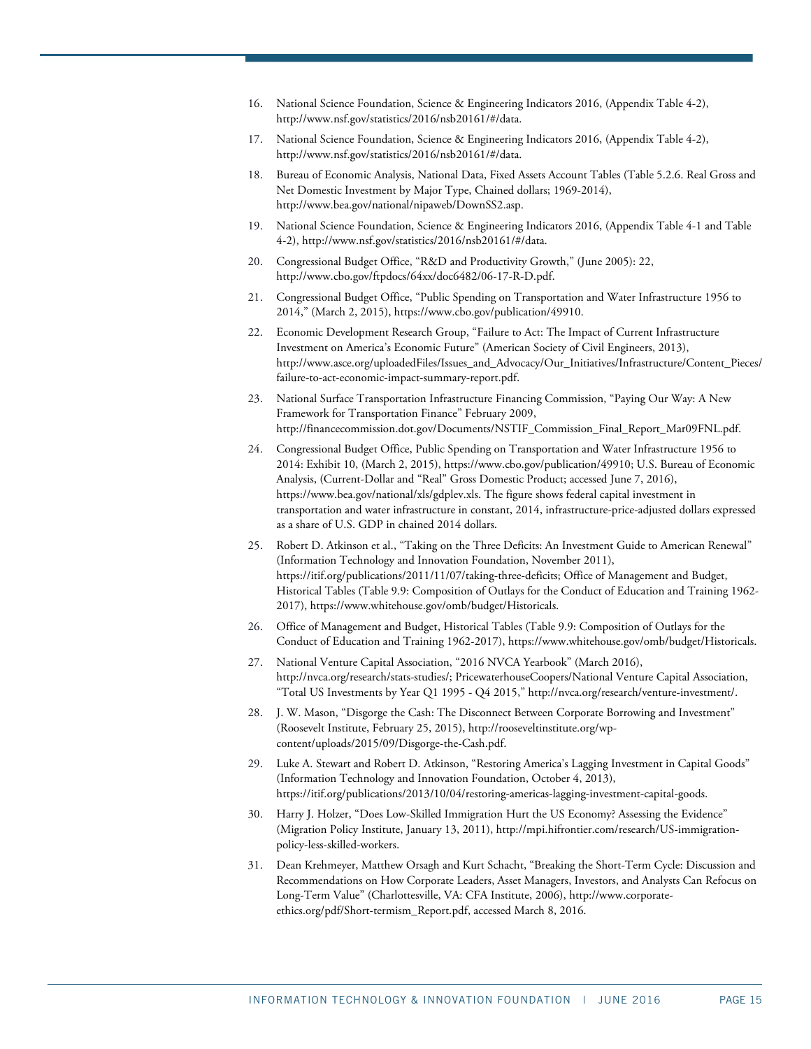16. National Science Foundation, Science & Engineering Indicators 2016, (Appendix Table 4-2), http://www.nsf.gov/statistics/2016/nsb20161/#/data.
17. National Science Foundation, Science & Engineering Indicators 2016, (Appendix Table 4-2), http://www.nsf.gov/statistics/2016/nsb20161/#/data.
18. Bureau of Economic Analysis, National Data, Fixed Assets Account Tables (Table 5.2.6. Real Gross and Net Domestic Investment by Major Type, Chained dollars; 1969-2014), http://www.bea.gov/national/nipaweb/DownSS2.asp.
19. National Science Foundation, Science & Engineering Indicators 2016, (Appendix Table 4-1 and Table 4-2), http://www.nsf.gov/statistics/2016/nsb20161/#/data.
20. Congressional Budget Office, "R&D and Productivity Growth," (June 2005): 22, http://www.cbo.gov/ftpdocs/64xx/doc6482/06-17-R-D.pdf.
21. Congressional Budget Office, "Public Spending on Transportation and Water Infrastructure 1956 to 2014," (March 2, 2015), https://www.cbo.gov/publication/49910.
22. Economic Development Research Group, "Failure to Act: The Impact of Current Infrastructure Investment on America's Economic Future" (American Society of Civil Engineers, 2013), http://www.asce.org/uploadedFiles/Issues_and_Advocacy/Our_Initiatives/Infrastructure/Content_Pieces/failure-to-act-economic-impact-summary-report.pdf.
23. National Surface Transportation Infrastructure Financing Commission, "Paying Our Way: A New Framework for Transportation Finance" February 2009, http://financecommission.dot.gov/Documents/NSTIF_Commission_Final_Report_Mar09FNL.pdf.
24. Congressional Budget Office, Public Spending on Transportation and Water Infrastructure 1956 to 2014: Exhibit 10, (March 2, 2015), https://www.cbo.gov/publication/49910; U.S. Bureau of Economic Analysis, (Current-Dollar and "Real" Gross Domestic Product; accessed June 7, 2016), https://www.bea.gov/national/xls/gdplev.xls. The figure shows federal capital investment in transportation and water infrastructure in constant, 2014, infrastructure-price-adjusted dollars expressed as a share of U.S. GDP in chained 2014 dollars.
25. Robert D. Atkinson et al., "Taking on the Three Deficits: An Investment Guide to American Renewal" (Information Technology and Innovation Foundation, November 2011), https://itif.org/publications/2011/11/07/taking-three-deficits; Office of Management and Budget, Historical Tables (Table 9.9: Composition of Outlays for the Conduct of Education and Training 1962-2017), https://www.whitehouse.gov/omb/budget/Historicals.
26. Office of Management and Budget, Historical Tables (Table 9.9: Composition of Outlays for the Conduct of Education and Training 1962-2017), https://www.whitehouse.gov/omb/budget/Historicals.
27. National Venture Capital Association, "2016 NVCA Yearbook" (March 2016), http://nvca.org/research/stats-studies/; PricewaterhouseCoopers/National Venture Capital Association, "Total US Investments by Year Q1 1995 - Q4 2015," http://nvca.org/research/venture-investment/.
28. J. W. Mason, "Disgorge the Cash: The Disconnect Between Corporate Borrowing and Investment" (Roosevelt Institute, February 25, 2015), http://rooseveltinstitute.org/wp-content/uploads/2015/09/Disgorge-the-Cash.pdf.
29. Luke A. Stewart and Robert D. Atkinson, "Restoring America's Lagging Investment in Capital Goods" (Information Technology and Innovation Foundation, October 4, 2013), https://itif.org/publications/2013/10/04/restoring-americas-lagging-investment-capital-goods.
30. Harry J. Holzer, "Does Low-Skilled Immigration Hurt the US Economy? Assessing the Evidence" (Migration Policy Institute, January 13, 2011), http://mpi.hifrontier.com/research/US-immigration-policy-less-skilled-workers.
31. Dean Krehmeyer, Matthew Orsagh and Kurt Schacht, "Breaking the Short-Term Cycle: Discussion and Recommendations on How Corporate Leaders, Asset Managers, Investors, and Analysts Can Refocus on Long-Term Value" (Charlottesville, VA: CFA Institute, 2006), http://www.corporate-ethics.org/pdf/Short-termism_Report.pdf, accessed March 8, 2016.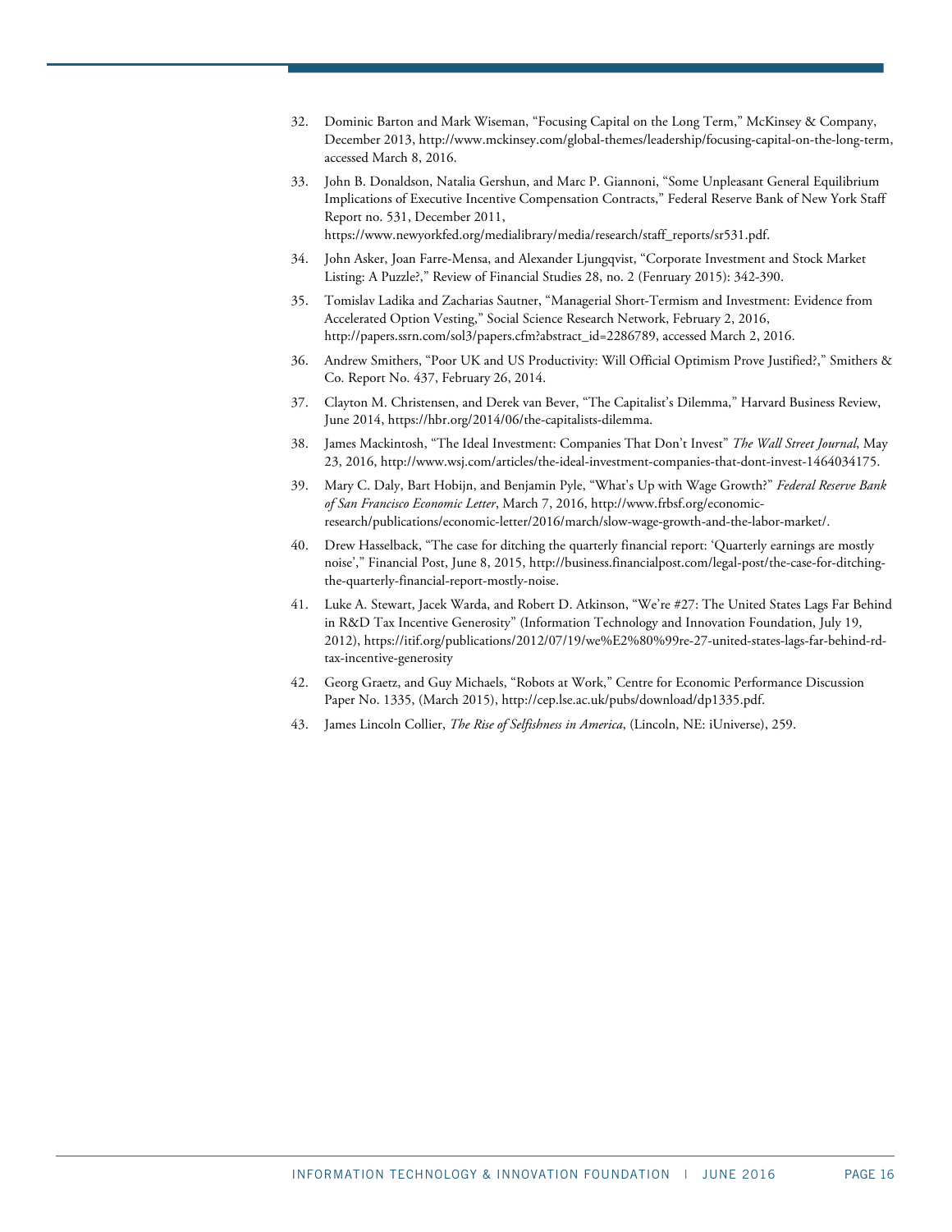32. Dominic Barton and Mark Wiseman, "Focusing Capital on the Long Term," McKinsey & Company, December 2013, http://www.mckinsey.com/global-themes/leadership/focusing-capital-on-the-long-term, accessed March 8, 2016.
33. John B. Donaldson, Natalia Gershun, and Marc P. Giannoni, "Some Unpleasant General Equilibrium Implications of Executive Incentive Compensation Contracts," Federal Reserve Bank of New York Staff Report no. 531, December 2011, https://www.newyorkfed.org/medialibrary/media/research/staff_reports/sr531.pdf.
34. John Asker, Joan Farre-Mensa, and Alexander Ljungqvist, "Corporate Investment and Stock Market Listing: A Puzzle?," Review of Financial Studies 28, no. 2 (Fenruary 2015): 342-390.
35. Tomislav Ladika and Zacharias Sautner, "Managerial Short-Termism and Investment: Evidence from Accelerated Option Vesting," Social Science Research Network, February 2, 2016, http://papers.ssrn.com/sol3/papers.cfm?abstract_id=2286789, accessed March 2, 2016.
36. Andrew Smithers, "Poor UK and US Productivity: Will Official Optimism Prove Justified?," Smithers & Co. Report No. 437, February 26, 2014.
37. Clayton M. Christensen, and Derek van Bever, "The Capitalist's Dilemma," Harvard Business Review, June 2014, https://hbr.org/2014/06/the-capitalists-dilemma.
38. James Mackintosh, "The Ideal Investment: Companies That Don't Invest" *The Wall Street Journal*, May 23, 2016, http://www.wsj.com/articles/the-ideal-investment-companies-that-dont-invest-1464034175.
39. Mary C. Daly, Bart Hobijn, and Benjamin Pyle, "What's Up with Wage Growth?" *Federal Reserve Bank of San Francisco Economic Letter*, March 7, 2016, http://www.frbsf.org/economic-research/publications/economic-letter/2016/march/slow-wage-growth-and-the-labor-market/.
40. Drew Hasselback, "The case for ditching the quarterly financial report: 'Quarterly earnings are mostly noise'," Financial Post, June 8, 2015, http://business.financialpost.com/legal-post/the-case-for-ditching-the-quarterly-financial-report-mostly-noise.
41. Luke A. Stewart, Jacek Warda, and Robert D. Atkinson, "We're #27: The United States Lags Far Behind in R&D Tax Incentive Generosity" (Information Technology and Innovation Foundation, July 19, 2012), https://itif.org/publications/2012/07/19/we%E2%80%99re-27-united-states-lags-far-behind-rd-tax-incentive-generosity
42. Georg Graetz, and Guy Michaels, "Robots at Work," Centre for Economic Performance Discussion Paper No. 1335, (March 2015), http://cep.lse.ac.uk/pubs/download/dp1335.pdf.
43. James Lincoln Collier, *The Rise of Selfishness in America*, (Lincoln, NE: iUniverse), 259.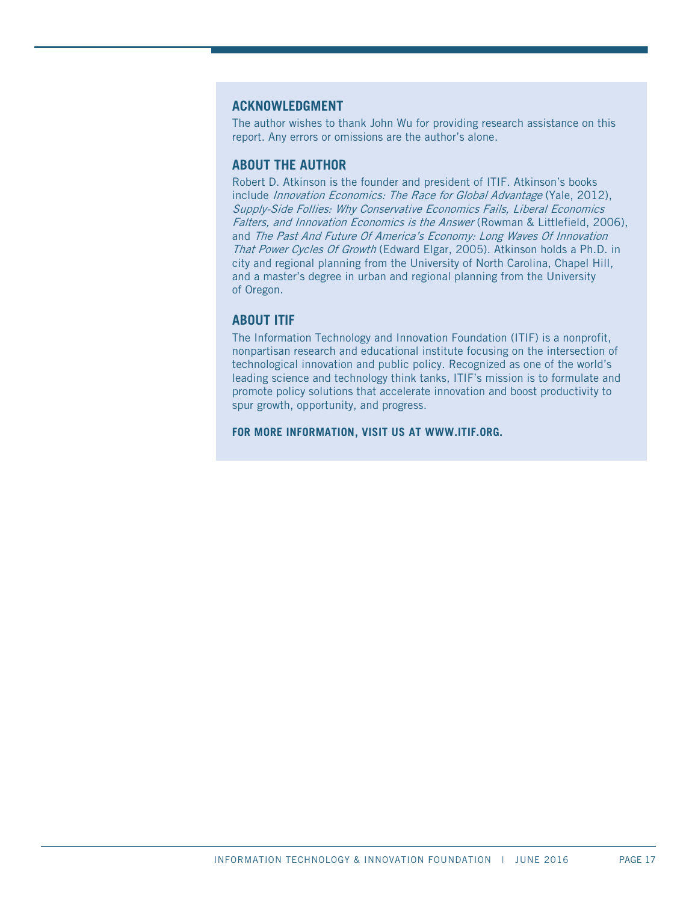## ACKNOWLEDGMENT

The author wishes to thank John Wu for providing research assistance on this report. Any errors or omissions are the author's alone.

## ABOUT THE AUTHOR

Robert D. Atkinson is the founder and president of ITIF. Atkinson's books include *Innovation Economics: The Race for Global Advantage* (Yale, 2012), *Supply-Side Follies: Why Conservative Economics Fails, Liberal Economics Falters, and Innovation Economics is the Answer* (Rowman & Littlefield, 2006), and *The Past And Future Of America's Economy: Long Waves Of Innovation That Power Cycles Of Growth* (Edward Elgar, 2005). Atkinson holds a Ph.D. in city and regional planning from the University of North Carolina, Chapel Hill, and a master's degree in urban and regional planning from the University of Oregon.

## ABOUT ITIF

The Information Technology and Innovation Foundation (ITIF) is a nonprofit, nonpartisan research and educational institute focusing on the intersection of technological innovation and public policy. Recognized as one of the world's leading science and technology think tanks, ITIF's mission is to formulate and promote policy solutions that accelerate innovation and boost productivity to spur growth, opportunity, and progress.

**FOR MORE INFORMATION, VISIT US AT WWW.ITIF.ORG.**